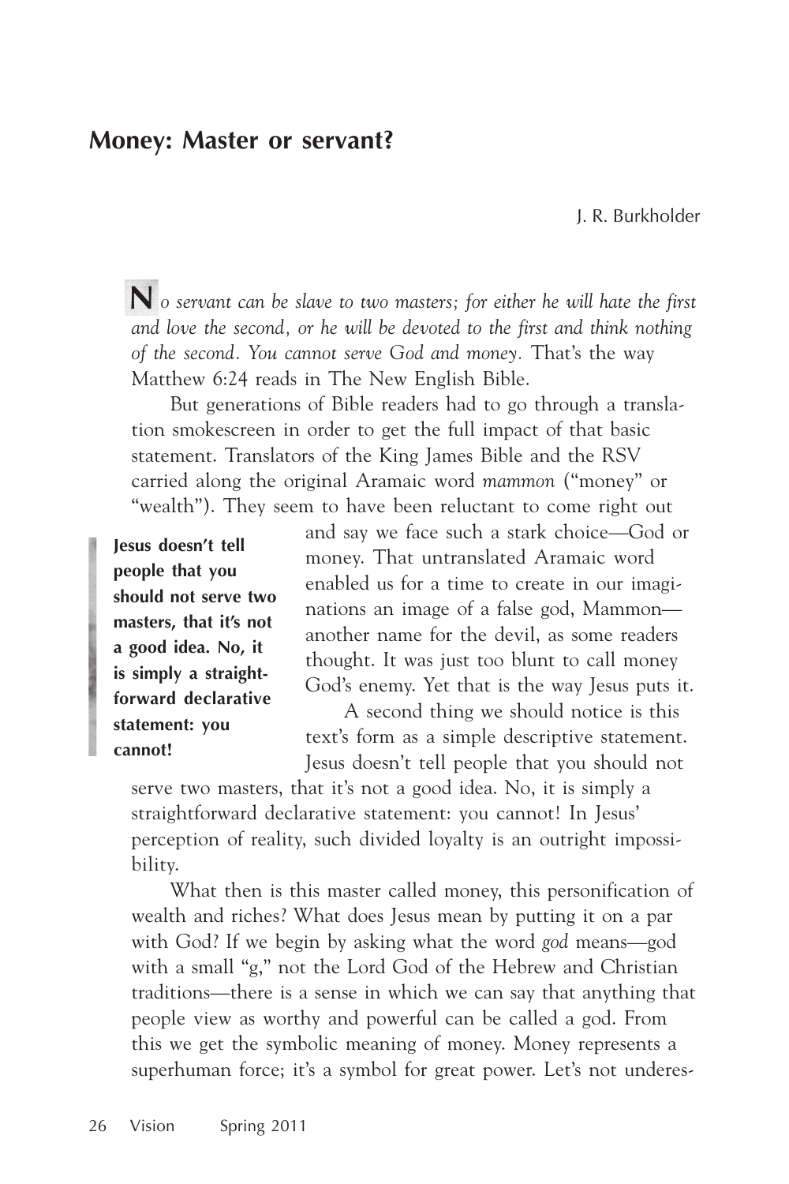# Money: Master or servant?

J. R. Burkholder

*No servant can be slave to two masters; for either he will hate the first and love the second, or he will be devoted to the first and think nothing of the second. You cannot serve God and money.* That's the way Matthew 6:24 reads in The New English Bible.

But generations of Bible readers had to go through a translation smokescreen in order to get the full impact of that basic statement. Translators of the King James Bible and the RSV carried along the original Aramaic word *mammon* ("money" or "wealth"). They seem to have been reluctant to come right out and say we face such a stark choice—God or money. That untranslated Aramaic word enabled us for a time to create in our imaginations an image of a false god, Mammon—another name for the devil, as some readers thought. It was just too blunt to call money God's enemy. Yet that is the way Jesus puts it.

> **Jesus doesn't tell people that you should not serve two masters, that it's not a good idea. No, it is simply a straightforward declarative statement: you cannot!**

A second thing we should notice is this text's form as a simple descriptive statement. Jesus doesn't tell people that you should not serve two masters, that it's not a good idea. No, it is simply a straightforward declarative statement: you cannot! In Jesus' perception of reality, such divided loyalty is an outright impossibility.

What then is this master called money, this personification of wealth and riches? What does Jesus mean by putting it on a par with God? If we begin by asking what the word *god* means—god with a small "g," not the Lord God of the Hebrew and Christian traditions—there is a sense in which we can say that anything that people view as worthy and powerful can be called a god. From this we get the symbolic meaning of money. Money represents a superhuman force; it's a symbol for great power. Let's not underes-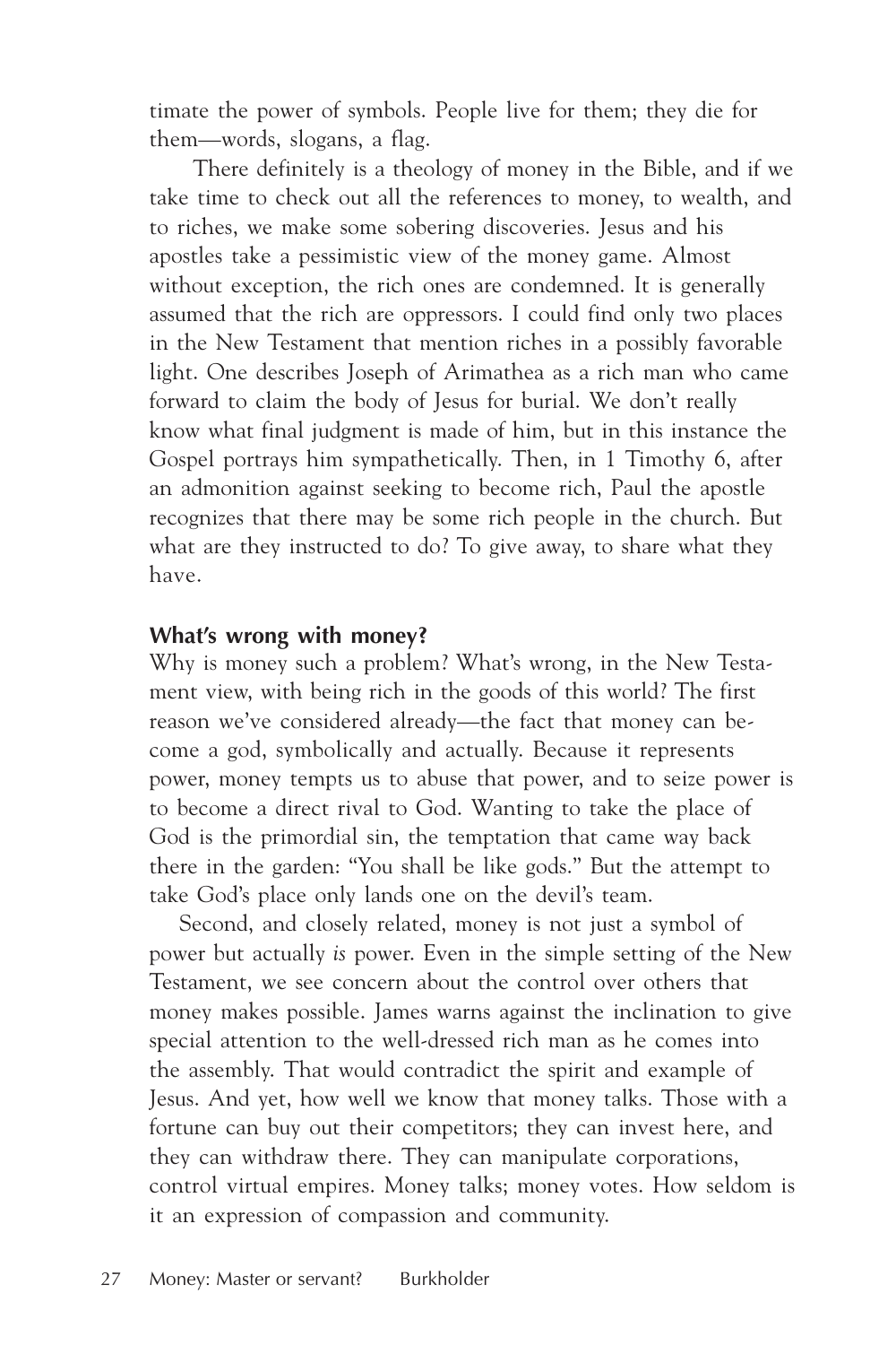timate the power of symbols. People live for them; they die for them—words, slogans, a flag.

There definitely is a theology of money in the Bible, and if we take time to check out all the references to money, to wealth, and to riches, we make some sobering discoveries. Jesus and his apostles take a pessimistic view of the money game. Almost without exception, the rich ones are condemned. It is generally assumed that the rich are oppressors. I could find only two places in the New Testament that mention riches in a possibly favorable light. One describes Joseph of Arimathea as a rich man who came forward to claim the body of Jesus for burial. We don't really know what final judgment is made of him, but in this instance the Gospel portrays him sympathetically. Then, in 1 Timothy 6, after an admonition against seeking to become rich, Paul the apostle recognizes that there may be some rich people in the church. But what are they instructed to do? To give away, to share what they have.

### What's wrong with money?

Why is money such a problem? What's wrong, in the New Testament view, with being rich in the goods of this world? The first reason we've considered already—the fact that money can become a god, symbolically and actually. Because it represents power, money tempts us to abuse that power, and to seize power is to become a direct rival to God. Wanting to take the place of God is the primordial sin, the temptation that came way back there in the garden: "You shall be like gods." But the attempt to take God's place only lands one on the devil's team.

Second, and closely related, money is not just a symbol of power but actually *is* power. Even in the simple setting of the New Testament, we see concern about the control over others that money makes possible. James warns against the inclination to give special attention to the well-dressed rich man as he comes into the assembly. That would contradict the spirit and example of Jesus. And yet, how well we know that money talks. Those with a fortune can buy out their competitors; they can invest here, and they can withdraw there. They can manipulate corporations, control virtual empires. Money talks; money votes. How seldom is it an expression of compassion and community.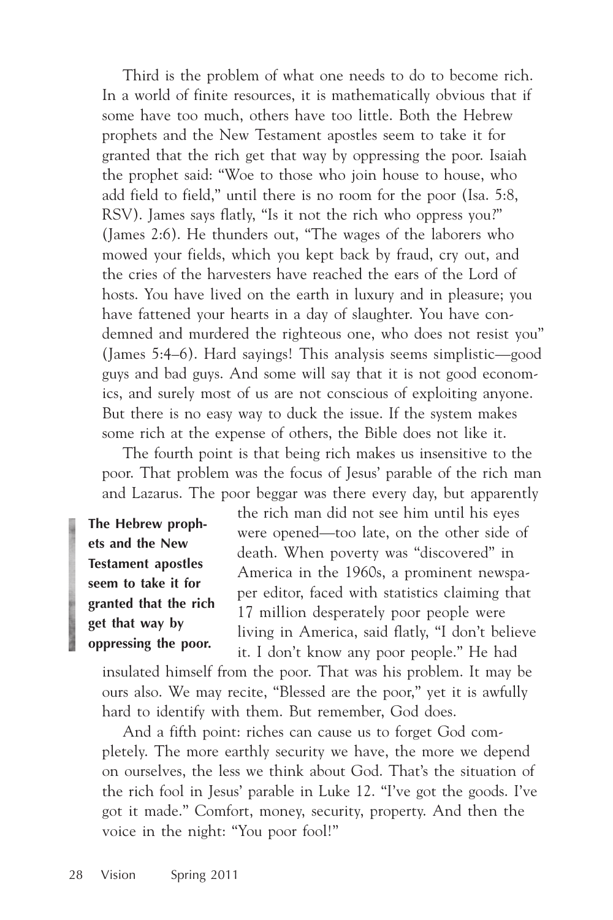Third is the problem of what one needs to do to become rich. In a world of finite resources, it is mathematically obvious that if some have too much, others have too little. Both the Hebrew prophets and the New Testament apostles seem to take it for granted that the rich get that way by oppressing the poor. Isaiah the prophet said: "Woe to those who join house to house, who add field to field," until there is no room for the poor (Isa. 5:8, RSV). James says flatly, "Is it not the rich who oppress you?" (James 2:6). He thunders out, "The wages of the laborers who mowed your fields, which you kept back by fraud, cry out, and the cries of the harvesters have reached the ears of the Lord of hosts. You have lived on the earth in luxury and in pleasure; you have fattened your hearts in a day of slaughter. You have condemned and murdered the righteous one, who does not resist you" (James 5:4–6). Hard sayings! This analysis seems simplistic—good guys and bad guys. And some will say that it is not good economics, and surely most of us are not conscious of exploiting anyone. But there is no easy way to duck the issue. If the system makes some rich at the expense of others, the Bible does not like it.

The fourth point is that being rich makes us insensitive to the poor. That problem was the focus of Jesus' parable of the rich man and Lazarus. The poor beggar was there every day, but apparently the rich man did not see him until his eyes were opened—too late, on the other side of death. When poverty was "discovered" in America in the 1960s, a prominent newspaper editor, faced with statistics claiming that 17 million desperately poor people were living in America, said flatly, "I don't believe it. I don't know any poor people." He had insulated himself from the poor. That was his problem. It may be ours also. We may recite, "Blessed are the poor," yet it is awfully hard to identify with them. But remember, God does.

> **The Hebrew prophets and the New Testament apostles seem to take it for granted that the rich get that way by oppressing the poor.**

And a fifth point: riches can cause us to forget God completely. The more earthly security we have, the more we depend on ourselves, the less we think about God. That's the situation of the rich fool in Jesus' parable in Luke 12. "I've got the goods. I've got it made." Comfort, money, security, property. And then the voice in the night: "You poor fool!"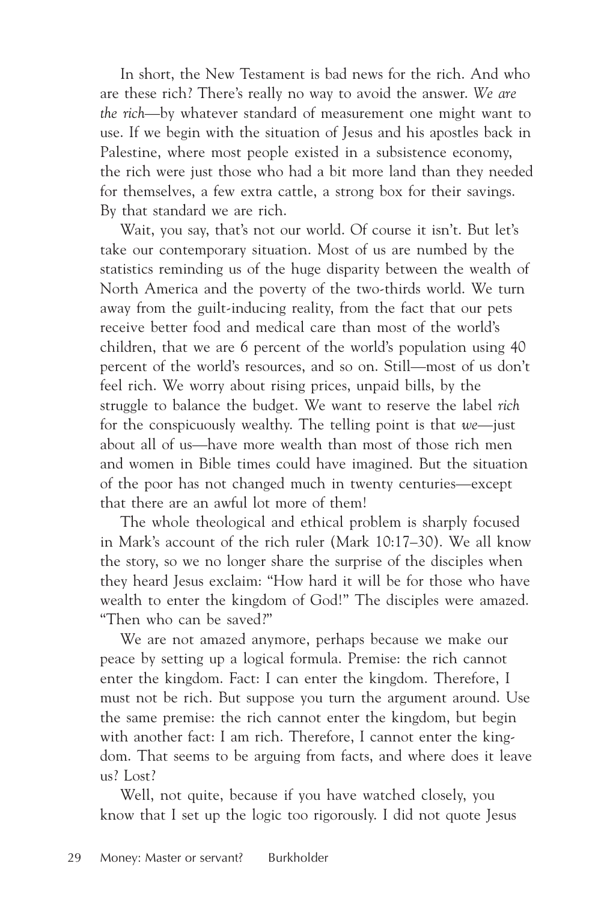In short, the New Testament is bad news for the rich. And who are these rich? There's really no way to avoid the answer. *We are the rich*—by whatever standard of measurement one might want to use. If we begin with the situation of Jesus and his apostles back in Palestine, where most people existed in a subsistence economy, the rich were just those who had a bit more land than they needed for themselves, a few extra cattle, a strong box for their savings. By that standard we are rich.

Wait, you say, that's not our world. Of course it isn't. But let's take our contemporary situation. Most of us are numbed by the statistics reminding us of the huge disparity between the wealth of North America and the poverty of the two-thirds world. We turn away from the guilt-inducing reality, from the fact that our pets receive better food and medical care than most of the world's children, that we are 6 percent of the world's population using 40 percent of the world's resources, and so on. Still—most of us don't feel rich. We worry about rising prices, unpaid bills, by the struggle to balance the budget. We want to reserve the label *rich* for the conspicuously wealthy. The telling point is that *we*—just about all of us—have more wealth than most of those rich men and women in Bible times could have imagined. But the situation of the poor has not changed much in twenty centuries—except that there are an awful lot more of them!

The whole theological and ethical problem is sharply focused in Mark's account of the rich ruler (Mark 10:17–30). We all know the story, so we no longer share the surprise of the disciples when they heard Jesus exclaim: "How hard it will be for those who have wealth to enter the kingdom of God!" The disciples were amazed. "Then who can be saved?"

We are not amazed anymore, perhaps because we make our peace by setting up a logical formula. Premise: the rich cannot enter the kingdom. Fact: I can enter the kingdom. Therefore, I must not be rich. But suppose you turn the argument around. Use the same premise: the rich cannot enter the kingdom, but begin with another fact: I am rich. Therefore, I cannot enter the kingdom. That seems to be arguing from facts, and where does it leave us? Lost?

Well, not quite, because if you have watched closely, you know that I set up the logic too rigorously. I did not quote Jesus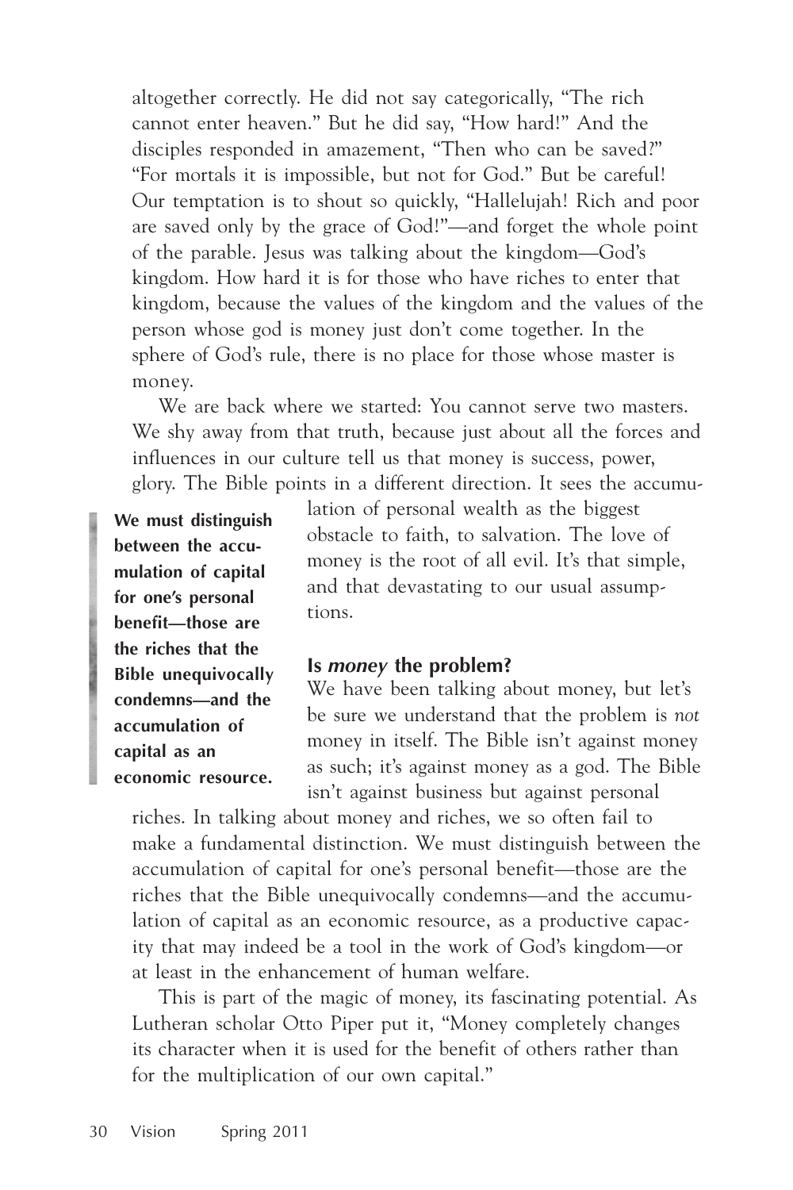altogether correctly. He did not say categorically, "The rich cannot enter heaven." But he did say, "How hard!" And the disciples responded in amazement, "Then who can be saved?" "For mortals it is impossible, but not for God." But be careful! Our temptation is to shout so quickly, "Hallelujah! Rich and poor are saved only by the grace of God!"—and forget the whole point of the parable. Jesus was talking about the kingdom—God's kingdom. How hard it is for those who have riches to enter that kingdom, because the values of the kingdom and the values of the person whose god is money just don't come together. In the sphere of God's rule, there is no place for those whose master is money.

We are back where we started: You cannot serve two masters. We shy away from that truth, because just about all the forces and influences in our culture tell us that money is success, power, glory. The Bible points in a different direction. It sees the accumulation of personal wealth as the biggest obstacle to faith, to salvation. The love of money is the root of all evil. It's that simple, and that devastating to our usual assumptions.

**We must distinguish between the accumulation of capital for one's personal benefit—those are the riches that the Bible unequivocally condemns—and the accumulation of capital as an economic resource.**

## Is *money* the problem?

We have been talking about money, but let's be sure we understand that the problem is *not* money in itself. The Bible isn't against money as such; it's against money as a god. The Bible isn't against business but against personal riches. In talking about money and riches, we so often fail to make a fundamental distinction. We must distinguish between the accumulation of capital for one's personal benefit—those are the riches that the Bible unequivocally condemns—and the accumulation of capital as an economic resource, as a productive capacity that may indeed be a tool in the work of God's kingdom—or at least in the enhancement of human welfare.

This is part of the magic of money, its fascinating potential. As Lutheran scholar Otto Piper put it, "Money completely changes its character when it is used for the benefit of others rather than for the multiplication of our own capital."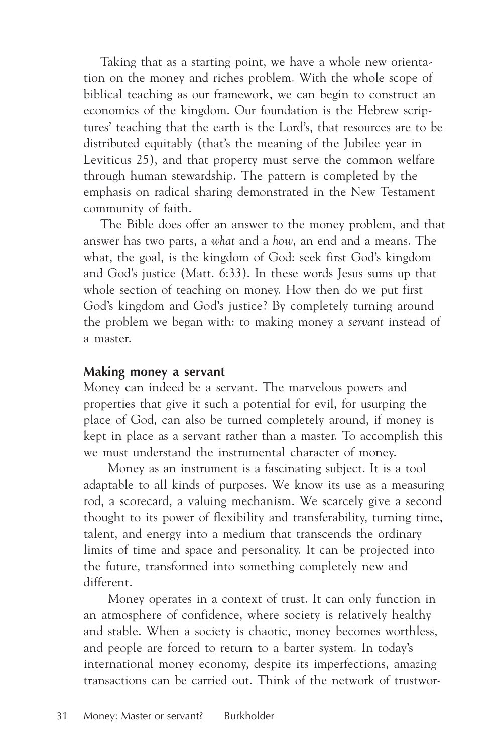Taking that as a starting point, we have a whole new orientation on the money and riches problem. With the whole scope of biblical teaching as our framework, we can begin to construct an economics of the kingdom. Our foundation is the Hebrew scriptures' teaching that the earth is the Lord's, that resources are to be distributed equitably (that's the meaning of the Jubilee year in Leviticus 25), and that property must serve the common welfare through human stewardship. The pattern is completed by the emphasis on radical sharing demonstrated in the New Testament community of faith.

The Bible does offer an answer to the money problem, and that answer has two parts, a *what* and a *how*, an end and a means. The what, the goal, is the kingdom of God: seek first God's kingdom and God's justice (Matt. 6:33). In these words Jesus sums up that whole section of teaching on money. How then do we put first God's kingdom and God's justice? By completely turning around the problem we began with: to making money a *servant* instead of a master.

## Making money a servant

Money can indeed be a servant. The marvelous powers and properties that give it such a potential for evil, for usurping the place of God, can also be turned completely around, if money is kept in place as a servant rather than a master. To accomplish this we must understand the instrumental character of money.

Money as an instrument is a fascinating subject. It is a tool adaptable to all kinds of purposes. We know its use as a measuring rod, a scorecard, a valuing mechanism. We scarcely give a second thought to its power of flexibility and transferability, turning time, talent, and energy into a medium that transcends the ordinary limits of time and space and personality. It can be projected into the future, transformed into something completely new and different.

Money operates in a context of trust. It can only function in an atmosphere of confidence, where society is relatively healthy and stable. When a society is chaotic, money becomes worthless, and people are forced to return to a barter system. In today's international money economy, despite its imperfections, amazing transactions can be carried out. Think of the network of trustwor-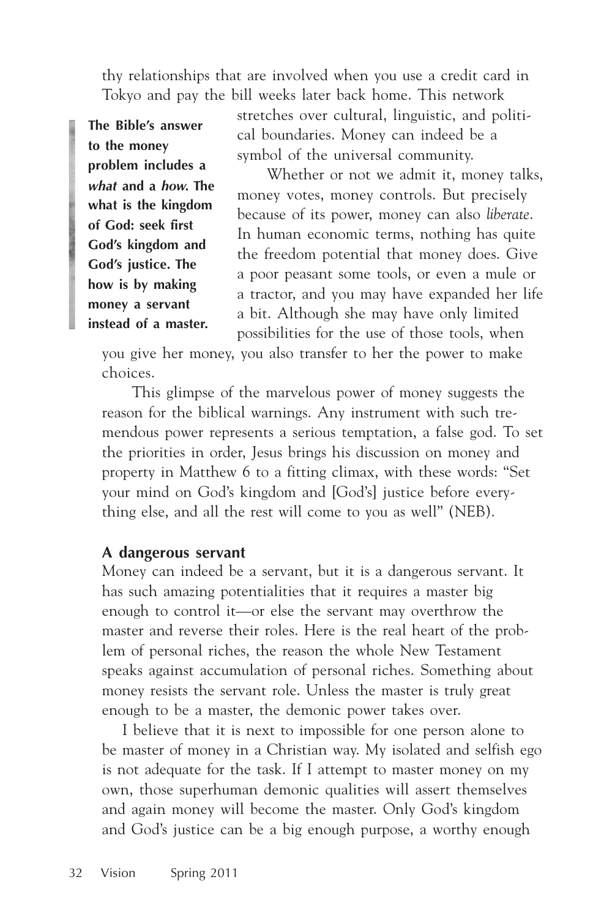thy relationships that are involved when you use a credit card in Tokyo and pay the bill weeks later back home. This network stretches over cultural, linguistic, and political boundaries. Money can indeed be a symbol of the universal community.

**The Bible's answer to the money problem includes a *what* and a *how*. The what is the kingdom of God: seek first God's kingdom and God's justice. The how is by making money a servant instead of a master.**

Whether or not we admit it, money talks, money votes, money controls. But precisely because of its power, money can also *liberate*. In human economic terms, nothing has quite the freedom potential that money does. Give a poor peasant some tools, or even a mule or a tractor, and you may have expanded her life a bit. Although she may have only limited possibilities for the use of those tools, when you give her money, you also transfer to her the power to make choices.

This glimpse of the marvelous power of money suggests the reason for the biblical warnings. Any instrument with such tremendous power represents a serious temptation, a false god. To set the priorities in order, Jesus brings his discussion on money and property in Matthew 6 to a fitting climax, with these words: "Set your mind on God's kingdom and [God's] justice before everything else, and all the rest will come to you as well" (NEB).

### A dangerous servant

Money can indeed be a servant, but it is a dangerous servant. It has such amazing potentialities that it requires a master big enough to control it—or else the servant may overthrow the master and reverse their roles. Here is the real heart of the problem of personal riches, the reason the whole New Testament speaks against accumulation of personal riches. Something about money resists the servant role. Unless the master is truly great enough to be a master, the demonic power takes over.

I believe that it is next to impossible for one person alone to be master of money in a Christian way. My isolated and selfish ego is not adequate for the task. If I attempt to master money on my own, those superhuman demonic qualities will assert themselves and again money will become the master. Only God's kingdom and God's justice can be a big enough purpose, a worthy enough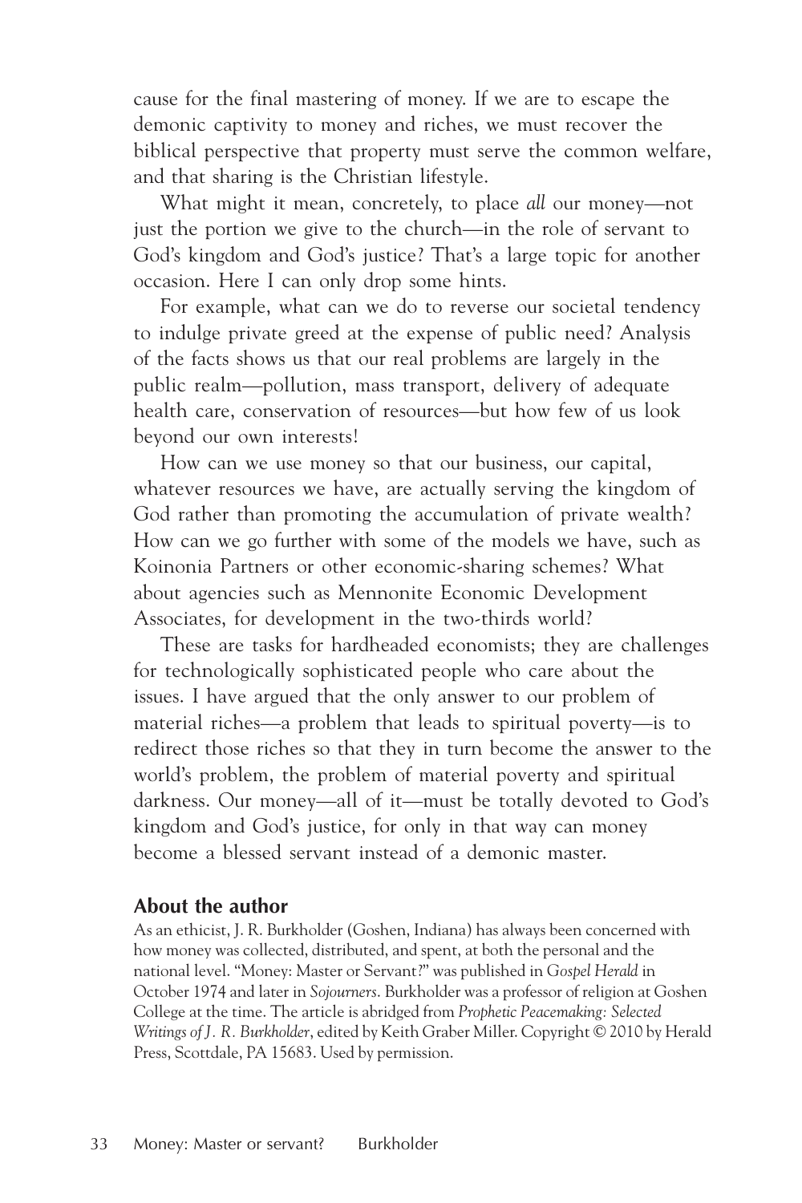cause for the final mastering of money. If we are to escape the demonic captivity to money and riches, we must recover the biblical perspective that property must serve the common welfare, and that sharing is the Christian lifestyle.

What might it mean, concretely, to place *all* our money—not just the portion we give to the church—in the role of servant to God's kingdom and God's justice? That's a large topic for another occasion. Here I can only drop some hints.

For example, what can we do to reverse our societal tendency to indulge private greed at the expense of public need? Analysis of the facts shows us that our real problems are largely in the public realm—pollution, mass transport, delivery of adequate health care, conservation of resources—but how few of us look beyond our own interests!

How can we use money so that our business, our capital, whatever resources we have, are actually serving the kingdom of God rather than promoting the accumulation of private wealth? How can we go further with some of the models we have, such as Koinonia Partners or other economic-sharing schemes? What about agencies such as Mennonite Economic Development Associates, for development in the two-thirds world?

These are tasks for hardheaded economists; they are challenges for technologically sophisticated people who care about the issues. I have argued that the only answer to our problem of material riches—a problem that leads to spiritual poverty—is to redirect those riches so that they in turn become the answer to the world's problem, the problem of material poverty and spiritual darkness. Our money—all of it—must be totally devoted to God's kingdom and God's justice, for only in that way can money become a blessed servant instead of a demonic master.

### About the author

As an ethicist, J. R. Burkholder (Goshen, Indiana) has always been concerned with how money was collected, distributed, and spent, at both the personal and the national level. "Money: Master or Servant?" was published in *Gospel Herald* in October 1974 and later in *Sojourners*. Burkholder was a professor of religion at Goshen College at the time. The article is abridged from *Prophetic Peacemaking: Selected Writings of J. R. Burkholder*, edited by Keith Graber Miller. Copyright © 2010 by Herald Press, Scottdale, PA 15683. Used by permission.